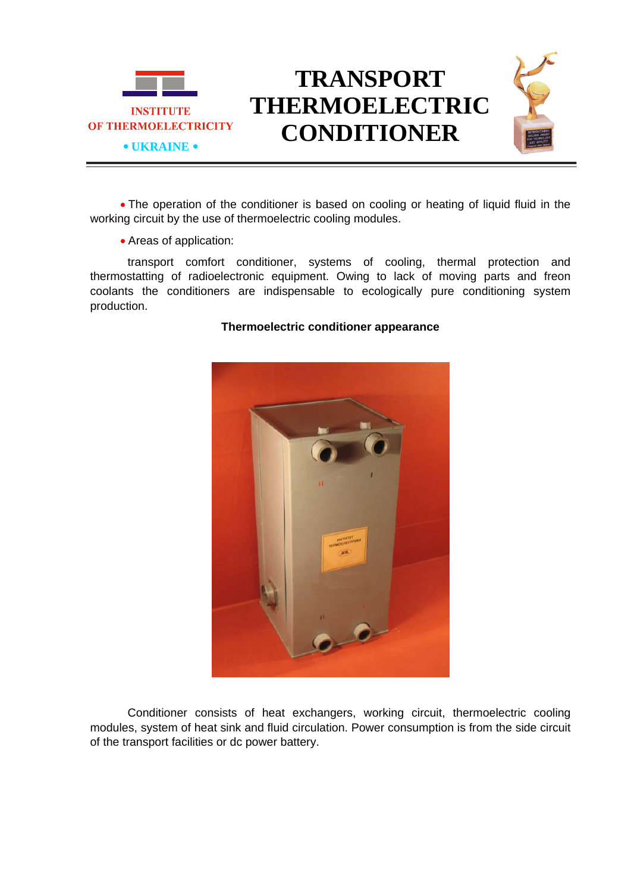INSTITUTE OF THERMOELECTRICITY

• UKRAINE •

# TRANSPORT THERMOELECTRIC CONDITIONER

- The operation of the conditioner is based on cooling or heating of liquid fluid in the working circuit by the use of thermoelectric cooling modules.

- Areas of application:

transport comfort conditioner, systems of cooling, thermal protection and thermostatting of radioelectronic equipment. Owing to lack of moving parts and freon coolants the conditioners are indispensable to ecologically pure conditioning system production.

**Thermoelectric conditioner appearance**

Conditioner consists of heat exchangers, working circuit, thermoelectric cooling modules, system of heat sink and fluid circulation. Power consumption is from the side circuit of the transport facilities or dc power battery.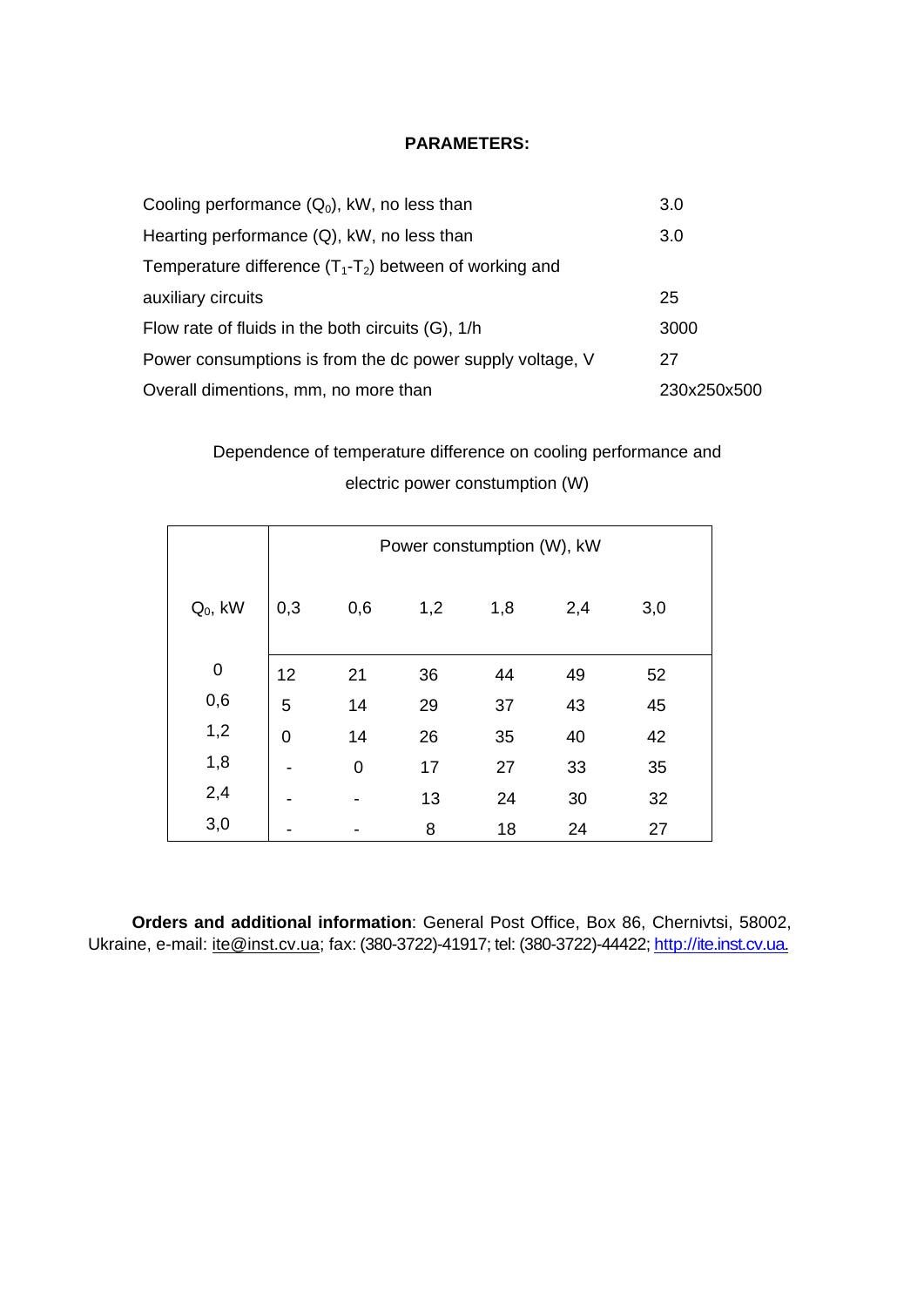**PARAMETERS:**

| | |
|---|---|
| Cooling performance ($Q_0$), kW, no less than | 3.0 |
| Hearting performance (Q), kW, no less than | 3.0 |
| Temperature difference ($T_1$-$T_2$) between of working and auxiliary circuits | 25 |
| Flow rate of fluids in the both circuits (G), 1/h | 3000 |
| Power consumptions is from the dc power supply voltage, V | 27 |
| Overall dimentions, mm, no more than | 230x250x500 |

Dependence of temperature difference on cooling performance and electric power constumption (W)

| $Q_0$, kW | Power constumption (W), kW | | | | | |
|---|---|---|---|---|---|---|
| | 0,3 | 0,6 | 1,2 | 1,8 | 2,4 | 3,0 |
| 0 | 12 | 21 | 36 | 44 | 49 | 52 |
| 0,6 | 5 | 14 | 29 | 37 | 43 | 45 |
| 1,2 | 0 | 14 | 26 | 35 | 40 | 42 |
| 1,8 | - | 0 | 17 | 27 | 33 | 35 |
| 2,4 | - | - | 13 | 24 | 30 | 32 |
| 3,0 | - | - | 8 | 18 | 24 | 27 |

**Orders and additional information**: General Post Office, Box 86, Chernivtsi, 58002, Ukraine, e-mail: ite@inst.cv.ua; fax: (380-3722)-41917; tel: (380-3722)-44422; http://ite.inst.cv.ua.